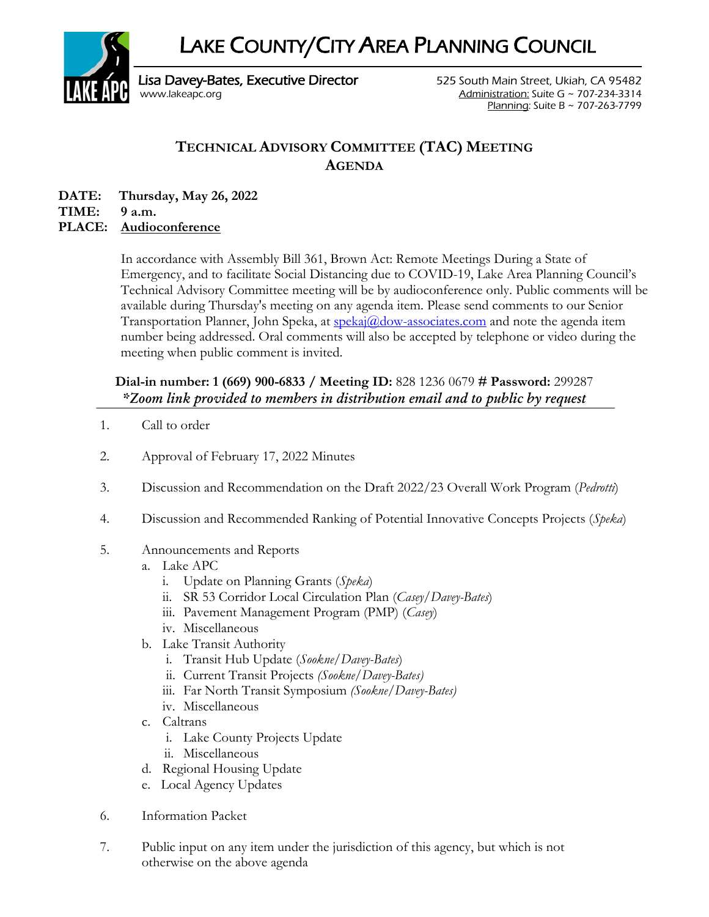# LAKE COUNTY/CITY AREA PLANNING COUNCIL

Lisa Davey-Bates, Executive Director
www.lakeapc.org

525 South Main Street, Ukiah, CA 95482
Administration: Suite G ~ 707-234-3314
Planning: Suite B ~ 707-263-7799

## TECHNICAL ADVISORY COMMITTEE (TAC) MEETING AGENDA

**DATE:** **Thursday, May 26, 2022**
**TIME:** **9 a.m.**
**PLACE:** **Audioconference**

In accordance with Assembly Bill 361, Brown Act: Remote Meetings During a State of Emergency, and to facilitate Social Distancing due to COVID-19, Lake Area Planning Council's Technical Advisory Committee meeting will be by audioconference only. Public comments will be available during Thursday's meeting on any agenda item. Please send comments to our Senior Transportation Planner, John Speka, at spekaj@dow-associates.com and note the agenda item number being addressed. Oral comments will also be accepted by telephone or video during the meeting when public comment is invited.

**Dial-in number: 1 (669) 900-6833 / Meeting ID:** 828 1236 0679 **# Password:** 299287
***Zoom link provided to members in distribution email and to public by request***

1. Call to order
2. Approval of February 17, 2022 Minutes
3. Discussion and Recommendation on the Draft 2022/23 Overall Work Program (*Pedrotti*)
4. Discussion and Recommended Ranking of Potential Innovative Concepts Projects (*Speka*)
5. Announcements and Reports
   a. Lake APC
      i. Update on Planning Grants (*Speka*)
      ii. SR 53 Corridor Local Circulation Plan (*Casey/Davey-Bates*)
      iii. Pavement Management Program (PMP) (*Casey*)
      iv. Miscellaneous
   b. Lake Transit Authority
      i. Transit Hub Update (*Sookne/Davey-Bates*)
      ii. Current Transit Projects *(Sookne/Davey-Bates)*
      iii. Far North Transit Symposium *(Sookne/Davey-Bates)*
      iv. Miscellaneous
   c. Caltrans
      i. Lake County Projects Update
      ii. Miscellaneous
   d. Regional Housing Update
   e. Local Agency Updates
6. Information Packet
7. Public input on any item under the jurisdiction of this agency, but which is not otherwise on the above agenda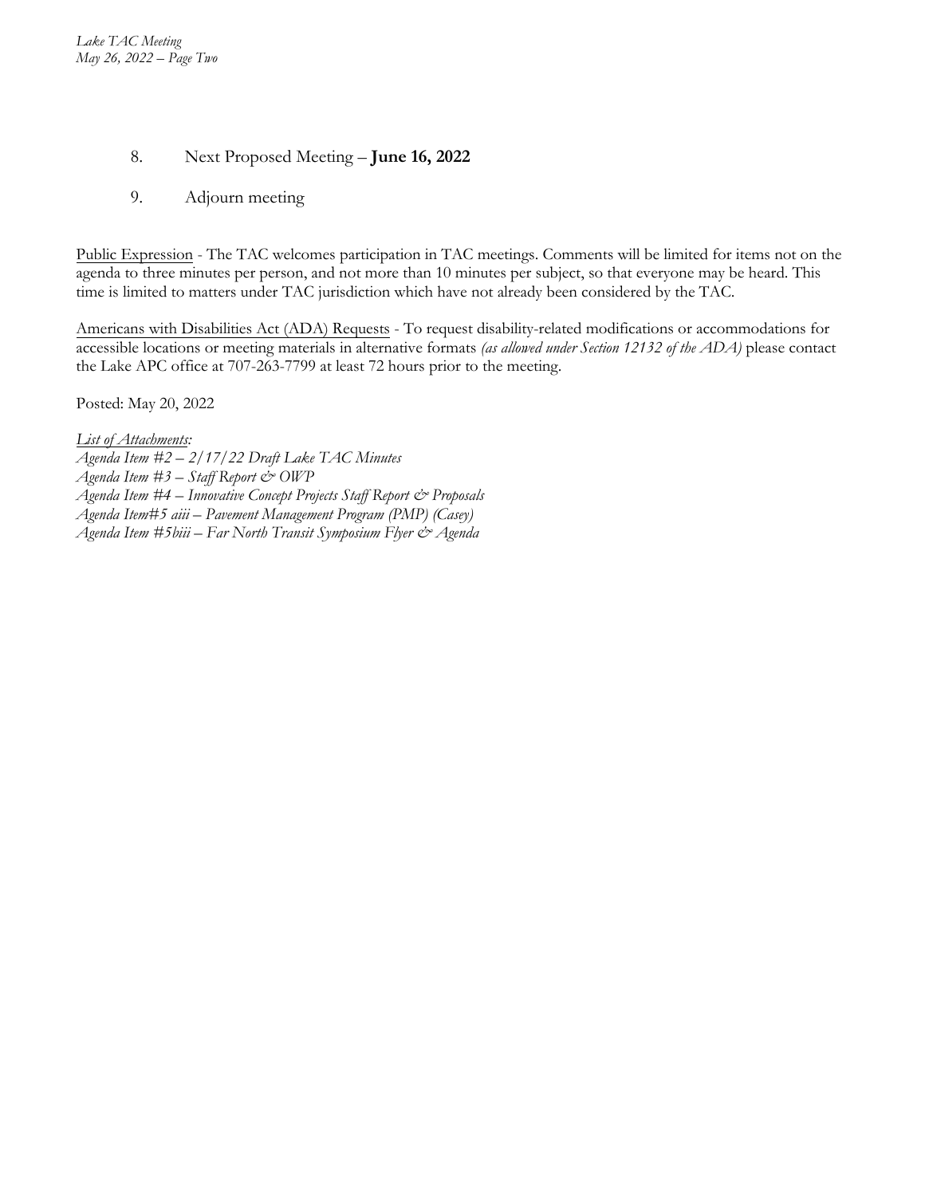8. Next Proposed Meeting – **June 16, 2022**

9. Adjourn meeting

Public Expression - The TAC welcomes participation in TAC meetings. Comments will be limited for items not on the agenda to three minutes per person, and not more than 10 minutes per subject, so that everyone may be heard. This time is limited to matters under TAC jurisdiction which have not already been considered by the TAC.

Americans with Disabilities Act (ADA) Requests - To request disability-related modifications or accommodations for accessible locations or meeting materials in alternative formats *(as allowed under Section 12132 of the ADA)* please contact the Lake APC office at 707-263-7799 at least 72 hours prior to the meeting.

Posted: May 20, 2022

*List of Attachments:*
*Agenda Item #2 – 2/17/22 Draft Lake TAC Minutes*
*Agenda Item #3 – Staff Report & OWP*
*Agenda Item #4 – Innovative Concept Projects Staff Report & Proposals*
*Agenda Item#5 aiii – Pavement Management Program (PMP) (Casey)*
*Agenda Item #5biii – Far North Transit Symposium Flyer & Agenda*